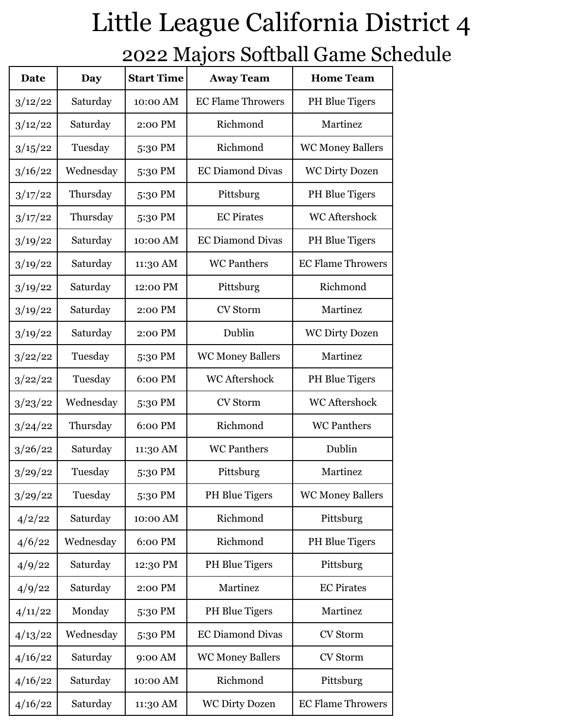# Little League California District 4

## 2022 Majors Softball Game Schedule

| Date | Day | Start Time | Away Team | Home Team |
|---|---|---|---|---|
| 3/12/22 | Saturday | 10:00 AM | EC Flame Throwers | PH Blue Tigers |
| 3/12/22 | Saturday | 2:00 PM | Richmond | Martinez |
| 3/15/22 | Tuesday | 5:30 PM | Richmond | WC Money Ballers |
| 3/16/22 | Wednesday | 5:30 PM | EC Diamond Divas | WC Dirty Dozen |
| 3/17/22 | Thursday | 5:30 PM | Pittsburg | PH Blue Tigers |
| 3/17/22 | Thursday | 5:30 PM | EC Pirates | WC Aftershock |
| 3/19/22 | Saturday | 10:00 AM | EC Diamond Divas | PH Blue Tigers |
| 3/19/22 | Saturday | 11:30 AM | WC Panthers | EC Flame Throwers |
| 3/19/22 | Saturday | 12:00 PM | Pittsburg | Richmond |
| 3/19/22 | Saturday | 2:00 PM | CV Storm | Martinez |
| 3/19/22 | Saturday | 2:00 PM | Dublin | WC Dirty Dozen |
| 3/22/22 | Tuesday | 5:30 PM | WC Money Ballers | Martinez |
| 3/22/22 | Tuesday | 6:00 PM | WC Aftershock | PH Blue Tigers |
| 3/23/22 | Wednesday | 5:30 PM | CV Storm | WC Aftershock |
| 3/24/22 | Thursday | 6:00 PM | Richmond | WC Panthers |
| 3/26/22 | Saturday | 11:30 AM | WC Panthers | Dublin |
| 3/29/22 | Tuesday | 5:30 PM | Pittsburg | Martinez |
| 3/29/22 | Tuesday | 5:30 PM | PH Blue Tigers | WC Money Ballers |
| 4/2/22 | Saturday | 10:00 AM | Richmond | Pittsburg |
| 4/6/22 | Wednesday | 6:00 PM | Richmond | PH Blue Tigers |
| 4/9/22 | Saturday | 12:30 PM | PH Blue Tigers | Pittsburg |
| 4/9/22 | Saturday | 2:00 PM | Martinez | EC Pirates |
| 4/11/22 | Monday | 5:30 PM | PH Blue Tigers | Martinez |
| 4/13/22 | Wednesday | 5:30 PM | EC Diamond Divas | CV Storm |
| 4/16/22 | Saturday | 9:00 AM | WC Money Ballers | CV Storm |
| 4/16/22 | Saturday | 10:00 AM | Richmond | Pittsburg |
| 4/16/22 | Saturday | 11:30 AM | WC Dirty Dozen | EC Flame Throwers |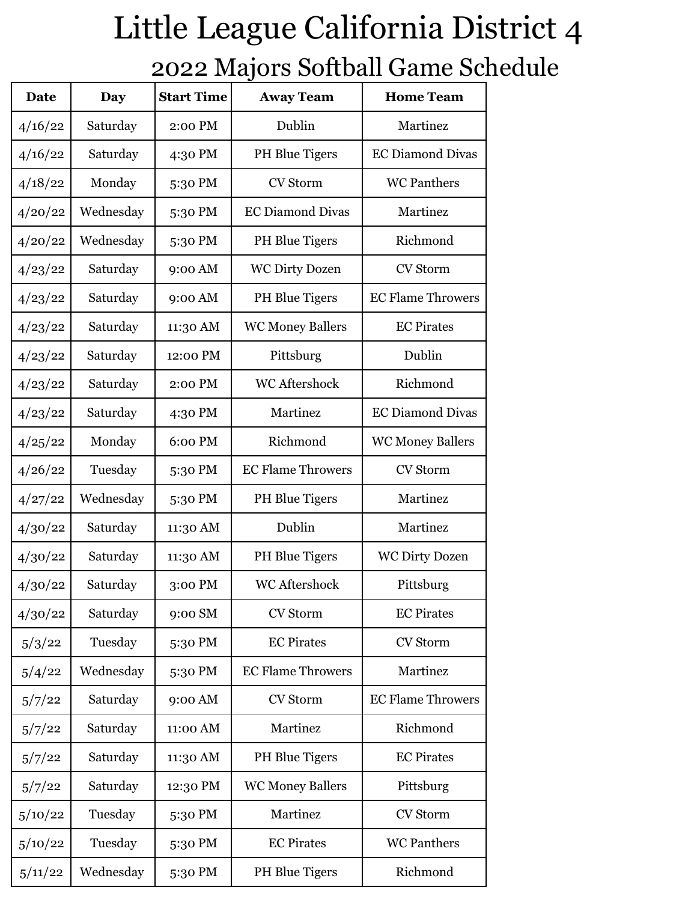# Little League California District 4

## 2022 Majors Softball Game Schedule

| Date | Day | Start Time | Away Team | Home Team |
|---|---|---|---|---|
| 4/16/22 | Saturday | 2:00 PM | Dublin | Martinez |
| 4/16/22 | Saturday | 4:30 PM | PH Blue Tigers | EC Diamond Divas |
| 4/18/22 | Monday | 5:30 PM | CV Storm | WC Panthers |
| 4/20/22 | Wednesday | 5:30 PM | EC Diamond Divas | Martinez |
| 4/20/22 | Wednesday | 5:30 PM | PH Blue Tigers | Richmond |
| 4/23/22 | Saturday | 9:00 AM | WC Dirty Dozen | CV Storm |
| 4/23/22 | Saturday | 9:00 AM | PH Blue Tigers | EC Flame Throwers |
| 4/23/22 | Saturday | 11:30 AM | WC Money Ballers | EC Pirates |
| 4/23/22 | Saturday | 12:00 PM | Pittsburg | Dublin |
| 4/23/22 | Saturday | 2:00 PM | WC Aftershock | Richmond |
| 4/23/22 | Saturday | 4:30 PM | Martinez | EC Diamond Divas |
| 4/25/22 | Monday | 6:00 PM | Richmond | WC Money Ballers |
| 4/26/22 | Tuesday | 5:30 PM | EC Flame Throwers | CV Storm |
| 4/27/22 | Wednesday | 5:30 PM | PH Blue Tigers | Martinez |
| 4/30/22 | Saturday | 11:30 AM | Dublin | Martinez |
| 4/30/22 | Saturday | 11:30 AM | PH Blue Tigers | WC Dirty Dozen |
| 4/30/22 | Saturday | 3:00 PM | WC Aftershock | Pittsburg |
| 4/30/22 | Saturday | 9:00 SM | CV Storm | EC Pirates |
| 5/3/22 | Tuesday | 5:30 PM | EC Pirates | CV Storm |
| 5/4/22 | Wednesday | 5:30 PM | EC Flame Throwers | Martinez |
| 5/7/22 | Saturday | 9:00 AM | CV Storm | EC Flame Throwers |
| 5/7/22 | Saturday | 11:00 AM | Martinez | Richmond |
| 5/7/22 | Saturday | 11:30 AM | PH Blue Tigers | EC Pirates |
| 5/7/22 | Saturday | 12:30 PM | WC Money Ballers | Pittsburg |
| 5/10/22 | Tuesday | 5:30 PM | Martinez | CV Storm |
| 5/10/22 | Tuesday | 5:30 PM | EC Pirates | WC Panthers |
| 5/11/22 | Wednesday | 5:30 PM | PH Blue Tigers | Richmond |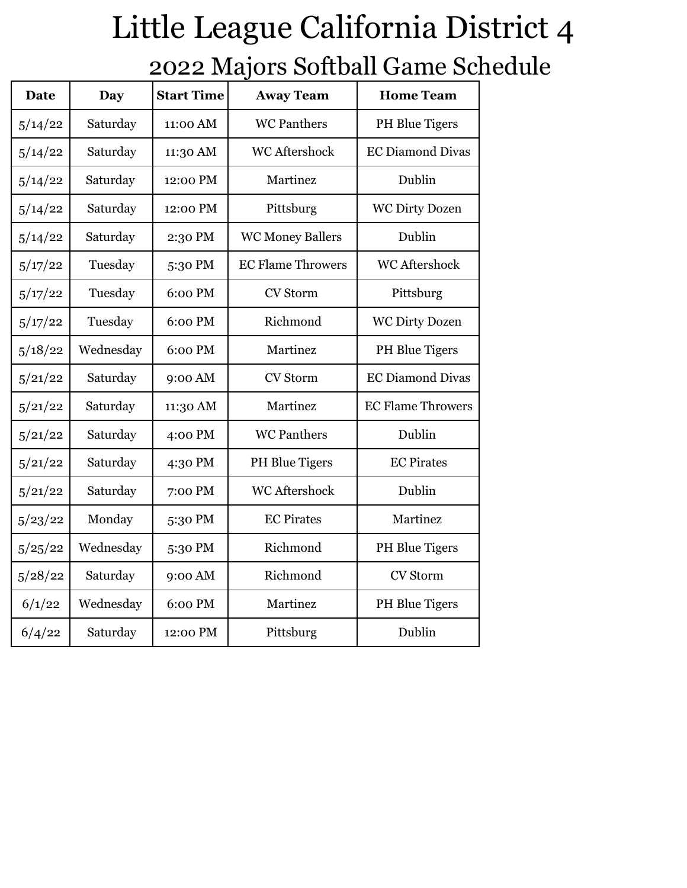# Little League California District 4

## 2022 Majors Softball Game Schedule

| Date | Day | Start Time | Away Team | Home Team |
|---|---|---|---|---|
| 5/14/22 | Saturday | 11:00 AM | WC Panthers | PH Blue Tigers |
| 5/14/22 | Saturday | 11:30 AM | WC Aftershock | EC Diamond Divas |
| 5/14/22 | Saturday | 12:00 PM | Martinez | Dublin |
| 5/14/22 | Saturday | 12:00 PM | Pittsburg | WC Dirty Dozen |
| 5/14/22 | Saturday | 2:30 PM | WC Money Ballers | Dublin |
| 5/17/22 | Tuesday | 5:30 PM | EC Flame Throwers | WC Aftershock |
| 5/17/22 | Tuesday | 6:00 PM | CV Storm | Pittsburg |
| 5/17/22 | Tuesday | 6:00 PM | Richmond | WC Dirty Dozen |
| 5/18/22 | Wednesday | 6:00 PM | Martinez | PH Blue Tigers |
| 5/21/22 | Saturday | 9:00 AM | CV Storm | EC Diamond Divas |
| 5/21/22 | Saturday | 11:30 AM | Martinez | EC Flame Throwers |
| 5/21/22 | Saturday | 4:00 PM | WC Panthers | Dublin |
| 5/21/22 | Saturday | 4:30 PM | PH Blue Tigers | EC Pirates |
| 5/21/22 | Saturday | 7:00 PM | WC Aftershock | Dublin |
| 5/23/22 | Monday | 5:30 PM | EC Pirates | Martinez |
| 5/25/22 | Wednesday | 5:30 PM | Richmond | PH Blue Tigers |
| 5/28/22 | Saturday | 9:00 AM | Richmond | CV Storm |
| 6/1/22 | Wednesday | 6:00 PM | Martinez | PH Blue Tigers |
| 6/4/22 | Saturday | 12:00 PM | Pittsburg | Dublin |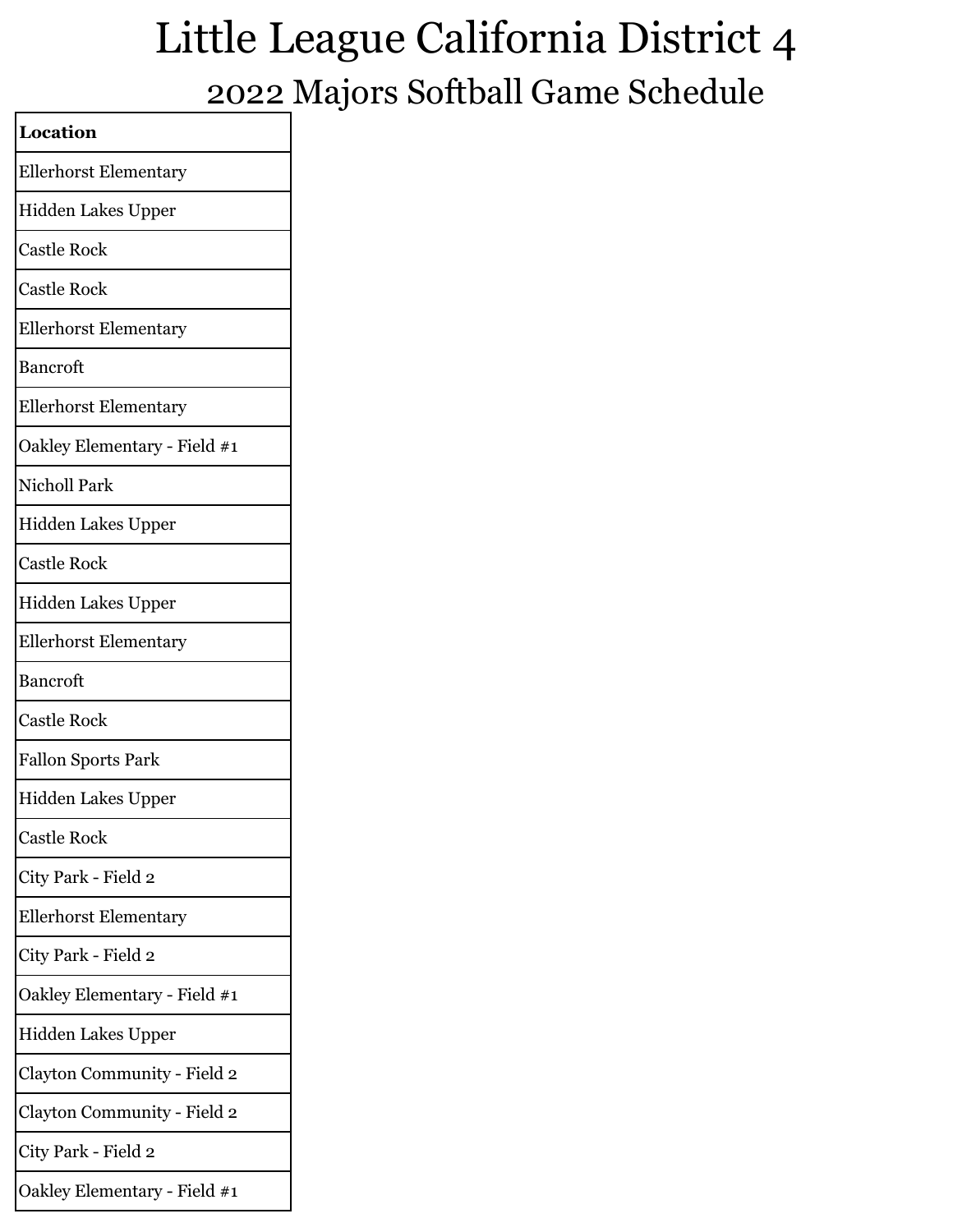# Little League California District 4

## 2022 Majors Softball Game Schedule

| Location |
| --- |
| Ellerhorst Elementary |
| Hidden Lakes Upper |
| Castle Rock |
| Castle Rock |
| Ellerhorst Elementary |
| Bancroft |
| Ellerhorst Elementary |
| Oakley Elementary - Field #1 |
| Nicholl Park |
| Hidden Lakes Upper |
| Castle Rock |
| Hidden Lakes Upper |
| Ellerhorst Elementary |
| Bancroft |
| Castle Rock |
| Fallon Sports Park |
| Hidden Lakes Upper |
| Castle Rock |
| City Park - Field 2 |
| Ellerhorst Elementary |
| City Park - Field 2 |
| Oakley Elementary - Field #1 |
| Hidden Lakes Upper |
| Clayton Community - Field 2 |
| Clayton Community - Field 2 |
| City Park - Field 2 |
| Oakley Elementary - Field #1 |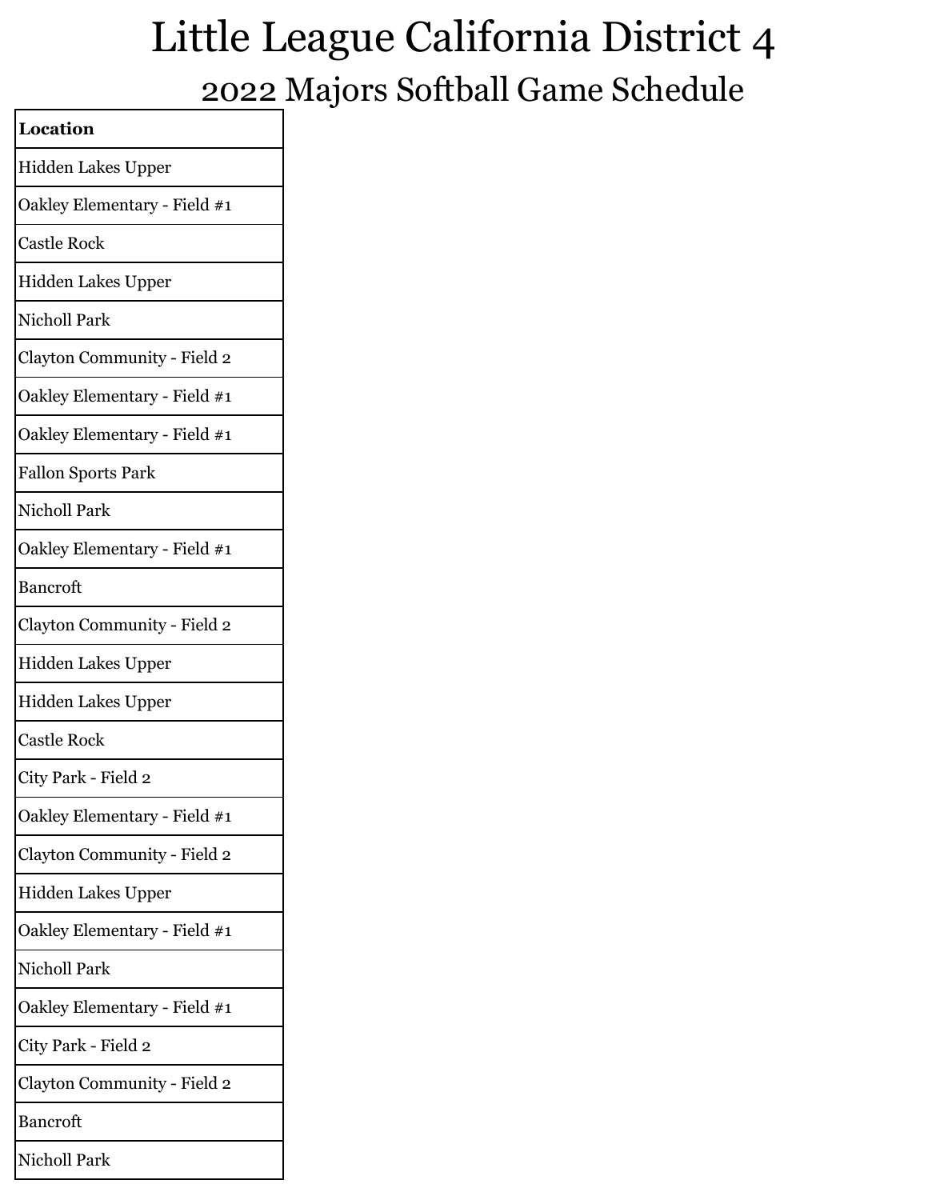# Little League California District 4

## 2022 Majors Softball Game Schedule

| Location |
|---|
| Hidden Lakes Upper |
| Oakley Elementary - Field #1 |
| Castle Rock |
| Hidden Lakes Upper |
| Nicholl Park |
| Clayton Community - Field 2 |
| Oakley Elementary - Field #1 |
| Oakley Elementary - Field #1 |
| Fallon Sports Park |
| Nicholl Park |
| Oakley Elementary - Field #1 |
| Bancroft |
| Clayton Community - Field 2 |
| Hidden Lakes Upper |
| Hidden Lakes Upper |
| Castle Rock |
| City Park - Field 2 |
| Oakley Elementary - Field #1 |
| Clayton Community - Field 2 |
| Hidden Lakes Upper |
| Oakley Elementary - Field #1 |
| Nicholl Park |
| Oakley Elementary - Field #1 |
| City Park - Field 2 |
| Clayton Community - Field 2 |
| Bancroft |
| Nicholl Park |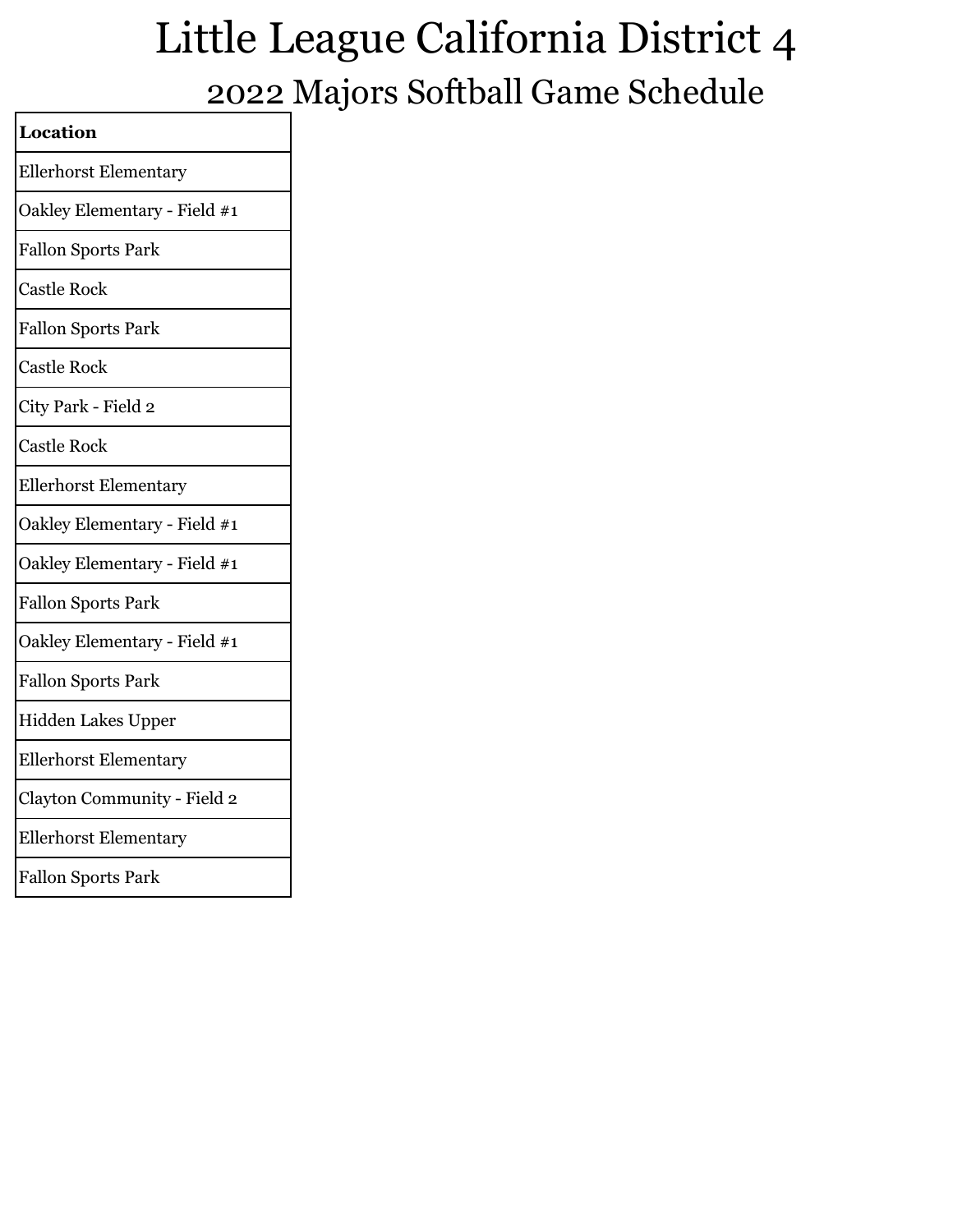# Little League California District 4

## 2022 Majors Softball Game Schedule

| **Location** |
|---|
| Ellerhorst Elementary |
| Oakley Elementary - Field #1 |
| Fallon Sports Park |
| Castle Rock |
| Fallon Sports Park |
| Castle Rock |
| City Park - Field 2 |
| Castle Rock |
| Ellerhorst Elementary |
| Oakley Elementary - Field #1 |
| Oakley Elementary - Field #1 |
| Fallon Sports Park |
| Oakley Elementary - Field #1 |
| Fallon Sports Park |
| Hidden Lakes Upper |
| Ellerhorst Elementary |
| Clayton Community - Field 2 |
| Ellerhorst Elementary |
| Fallon Sports Park |